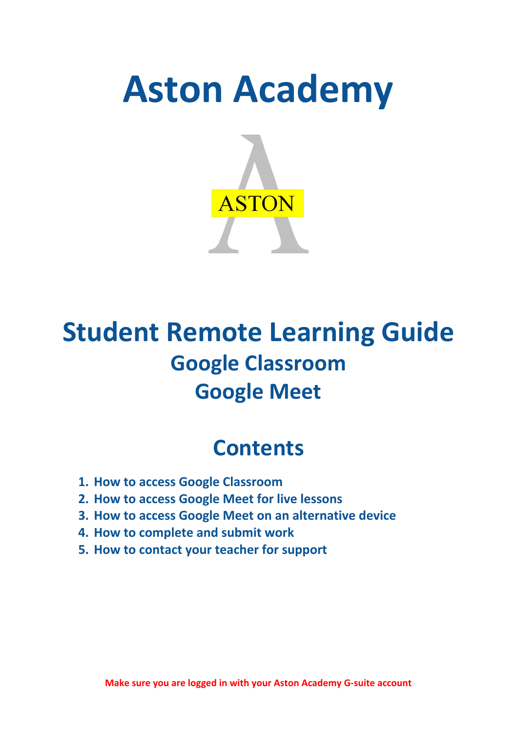# Aston Academy

ASTON

# Student Remote Learning Guide

## Google Classroom

## Google Meet

## Contents

1. **How to access Google Classroom**
2. **How to access Google Meet for live lessons**
3. **How to access Google Meet on an alternative device**
4. **How to complete and submit work**
5. **How to contact your teacher for support**

**Make sure you are logged in with your Aston Academy G-suite account**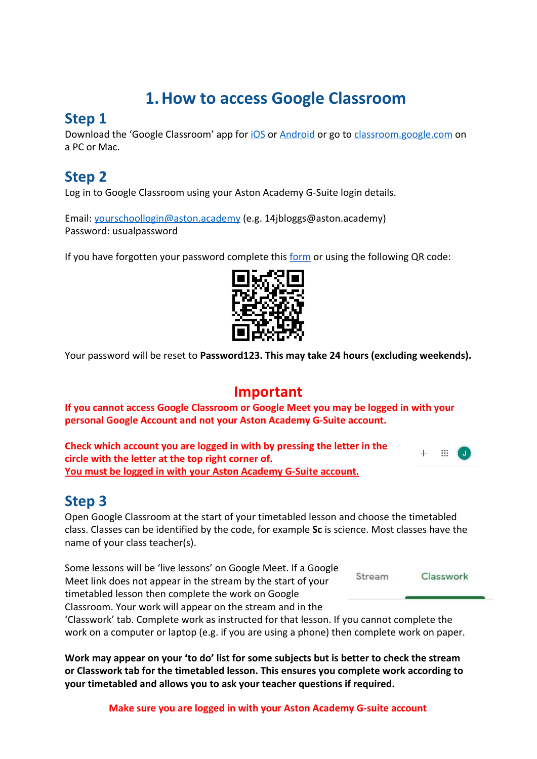# 1. How to access Google Classroom

## Step 1

Download the 'Google Classroom' app for iOS or Android or go to classroom.google.com on a PC or Mac.

## Step 2

Log in to Google Classroom using your Aston Academy G-Suite login details.

Email: yourschoollogin@aston.academy (e.g. 14jbloggs@aston.academy)
Password: usualpassword

If you have forgotten your password complete this form or using the following QR code:

Your password will be reset to **Password123. This may take 24 hours (excluding weekends).**

## Important

**If you cannot access Google Classroom or Google Meet you may be logged in with your personal Google Account and not your Aston Academy G-Suite account.**

**Check which account you are logged in with by pressing the letter in the circle with the letter at the top right corner of.**
**You must be logged in with your Aston Academy G-Suite account.**

## Step 3

Open Google Classroom at the start of your timetabled lesson and choose the timetabled class. Classes can be identified by the code, for example **Sc** is science. Most classes have the name of your class teacher(s).

Some lessons will be 'live lessons' on Google Meet. If a Google Meet link does not appear in the stream by the start of your timetabled lesson then complete the work on Google Classroom. Your work will appear on the stream and in the 'Classwork' tab. Complete work as instructed for that lesson. If you cannot complete the work on a computer or laptop (e.g. if you are using a phone) then complete work on paper.

**Work may appear on your 'to do' list for some subjects but is better to check the stream or Classwork tab for the timetabled lesson. This ensures you complete work according to your timetabled and allows you to ask your teacher questions if required.**

**Make sure you are logged in with your Aston Academy G-suite account**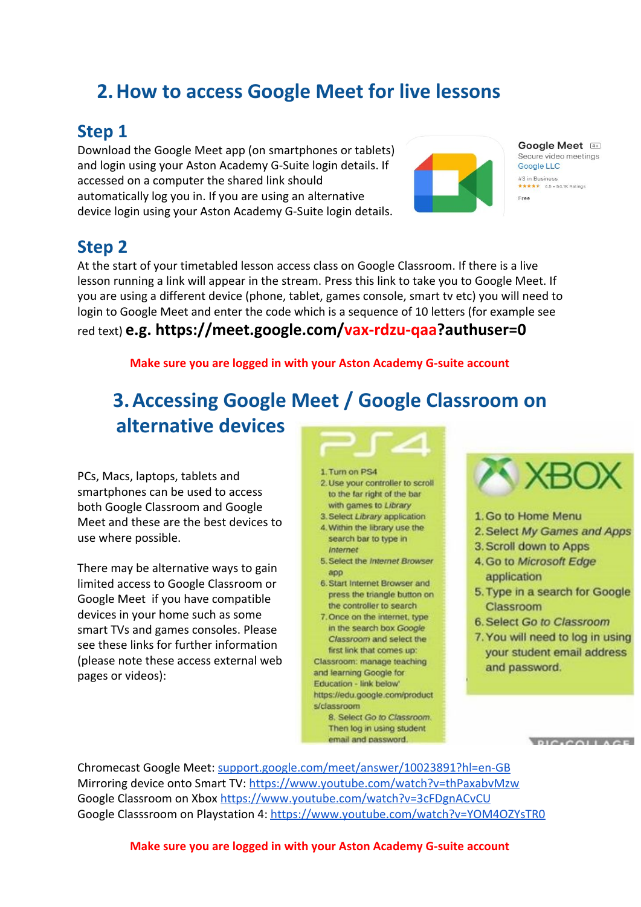## 2. How to access Google Meet for live lessons

### Step 1

Download the Google Meet app (on smartphones or tablets) and login using your Aston Academy G-Suite login details. If accessed on a computer the shared link should automatically log you in. If you are using an alternative device login using your Aston Academy G-Suite login details.

Google Meet 4+
Secure video meetings
Google LLC
#3 in Business
4.8 • 54.1K Ratings
Free

### Step 2

At the start of your timetabled lesson access class on Google Classroom. If there is a live lesson running a link will appear in the stream. Press this link to take you to Google Meet. If you are using a different device (phone, tablet, games console, smart tv etc) you will need to login to Google Meet and enter the code which is a sequence of 10 letters (for example see red text) **e.g. https://meet.google.com/vax-rdzu-qaa?authuser=0**

**Make sure you are logged in with your Aston Academy G-suite account**

## 3. Accessing Google Meet / Google Classroom on alternative devices

PCs, Macs, laptops, tablets and smartphones can be used to access both Google Classroom and Google Meet and these are the best devices to use where possible.

There may be alternative ways to gain limited access to Google Classroom or Google Meet if you have compatible devices in your home such as some smart TVs and games consoles. Please see these links for further information (please note these access external web pages or videos):

**PS4**

1. Turn on PS4
2. Use your controller to scroll to the far right of the bar with games to *Library*
3. Select *Library* application
4. Within the library use the search bar to type in *Internet*
5. Select the *Internet Browser* app
6. Start Internet Browser and press the triangle button on the controller to search
7. Once on the internet, type in the search box *Google Classroom* and select the first link that comes up: Classroom: manage teaching and learning Google for Education - link below' https://edu.google.com/products/classroom
8. Select *Go to Classroom*. Then log in using student email and password.

**XBOX**

1. Go to Home Menu
2. Select *My Games and Apps*
3. Scroll down to Apps
4. Go to *Microsoft Edge* application
5. Type in a search for Google Classroom
6. Select *Go to Classroom*
7. You will need to log in using your student email address and password.

Chromecast Google Meet: [support.google.com/meet/answer/10023891?hl=en-GB](support.google.com/meet/answer/10023891?hl=en-GB)
Mirroring device onto Smart TV: [https://www.youtube.com/watch?v=thPaxabvMzw](https://www.youtube.com/watch?v=thPaxabvMzw)
Google Classroom on Xbox [https://www.youtube.com/watch?v=3cFDgnACvCU](https://www.youtube.com/watch?v=3cFDgnACvCU)
Google Classsroom on Playstation 4: [https://www.youtube.com/watch?v=YOM4OZYsTR0](https://www.youtube.com/watch?v=YOM4OZYsTR0)

**Make sure you are logged in with your Aston Academy G-suite account**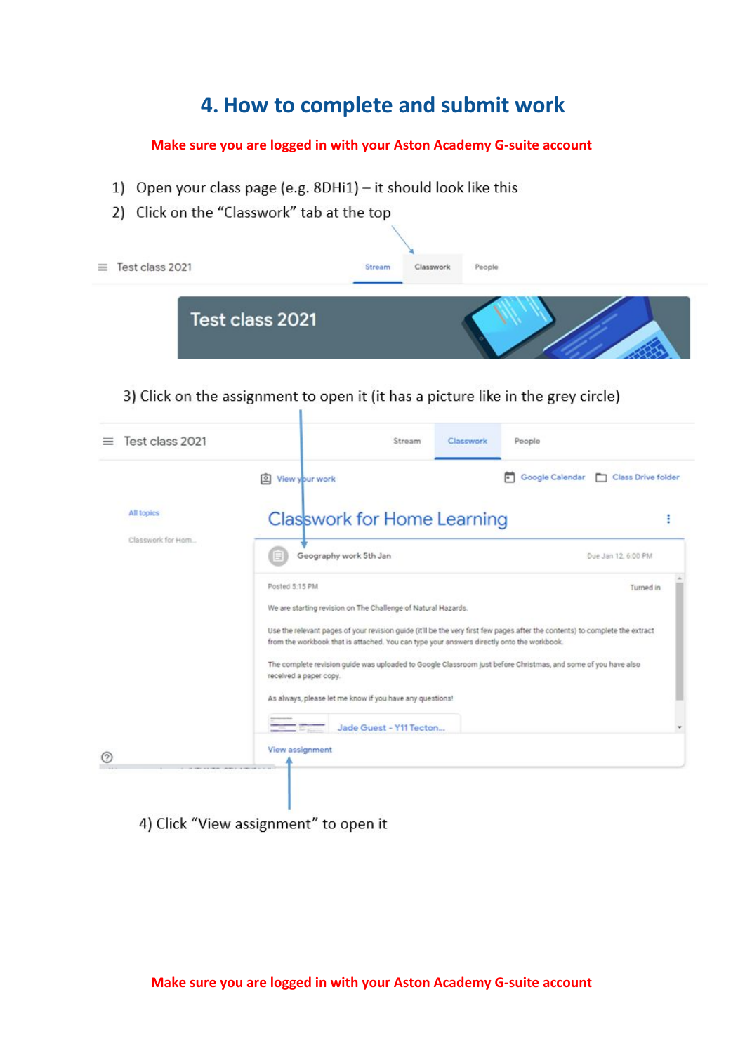# 4. How to complete and submit work

**Make sure you are logged in with your Aston Academy G-suite account**

1) Open your class page (e.g. 8DHi1) – it should look like this
2) Click on the "Classwork" tab at the top

3) Click on the assignment to open it (it has a picture like in the grey circle)

4) Click "View assignment" to open it

**Make sure you are logged in with your Aston Academy G-suite account**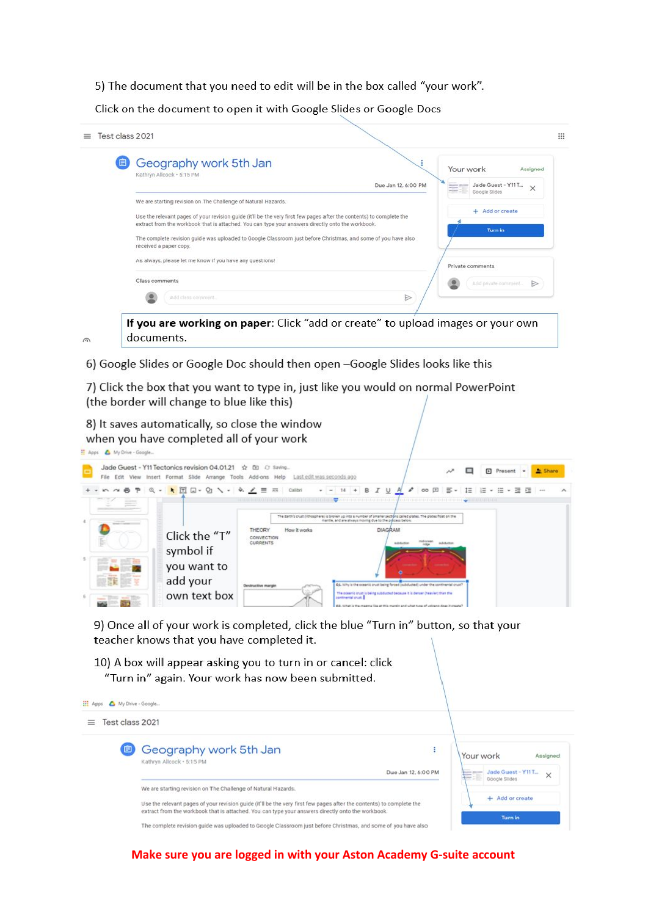5) The document that you need to edit will be in the box called "your work".

Click on the document to open it with Google Slides or Google Docs

Test class 2021

Geography work 5th Jan

Kathryn Allcock • 5:15 PM

Due Jan 12, 6:00 PM

We are starting revision on The Challenge of Natural Hazards.

Use the relevant pages of your revision guide (it'll be the very first few pages after the contents) to complete the extract from the workbook that is attached. You can type your answers directly onto the workbook.

The complete revision guide was uploaded to Google Classroom just before Christmas, and some of you have also received a paper copy.

As always, please let me know if you have any questions!

Class comments

Your work — Assigned

Jade Guest - Y11 T... Google Slides

Add or create

Turn in

Private comments

**If you are working on paper**: Click "add or create" to upload images or your own documents.

6) Google Slides or Google Doc should then open –Google Slides looks like this

7) Click the box that you want to type in, just like you would on normal PowerPoint (the border will change to blue like this)

8) It saves automatically, so close the window when you have completed all of your work

Jade Guest - Y11 Tectonics revision 04.01.21

Click the "T" symbol if you want to add your own text box

9) Once all of your work is completed, click the blue "Turn in" button, so that your teacher knows that you have completed it.

10) A box will appear asking you to turn in or cancel: click "Turn in" again. Your work has now been submitted.

Test class 2021

Geography work 5th Jan

Kathryn Allcock • 5:15 PM

Due Jan 12, 6:00 PM

We are starting revision on The Challenge of Natural Hazards.

Use the relevant pages of your revision guide (it'll be the very first few pages after the contents) to complete the extract from the workbook that is attached. You can type your answers directly onto the workbook.

The complete revision guide was uploaded to Google Classroom just before Christmas, and some of you have also

Your work — Assigned

Jade Guest - Y11 T... Google Slides

Add or create

Turn in

**Make sure you are logged in with your Aston Academy G-suite account**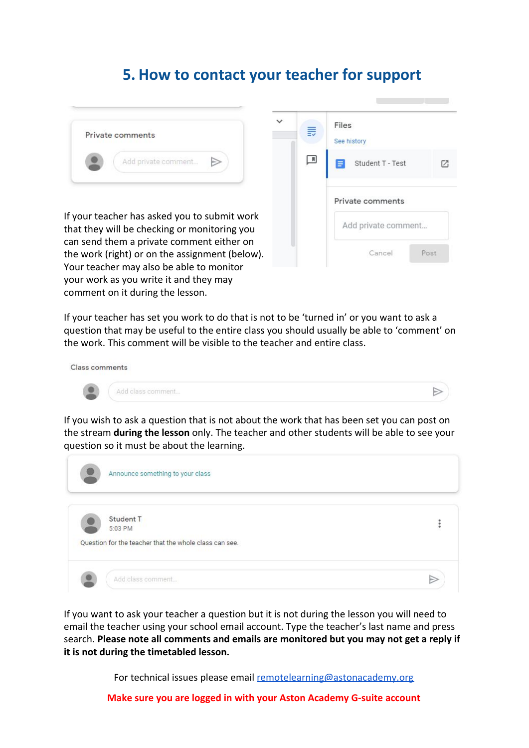# 5. How to contact your teacher for support

If your teacher has asked you to submit work that they will be checking or monitoring you can send them a private comment either on the work (right) or on the assignment (below). Your teacher may also be able to monitor your work as you write it and they may comment on it during the lesson.

If your teacher has set you work to do that is not to be ‘turned in’ or you want to ask a question that may be useful to the entire class you should usually be able to ‘comment’ on the work. This comment will be visible to the teacher and entire class.

If you wish to ask a question that is not about the work that has been set you can post on the stream **during the lesson** only. The teacher and other students will be able to see your question so it must be about the learning.

If you want to ask your teacher a question but it is not during the lesson you will need to email the teacher using your school email account. Type the teacher’s last name and press search. **Please note all comments and emails are monitored but you may not get a reply if it is not during the timetabled lesson.**

For technical issues please email remotelearning@astonacademy.org

**Make sure you are logged in with your Aston Academy G-suite account**